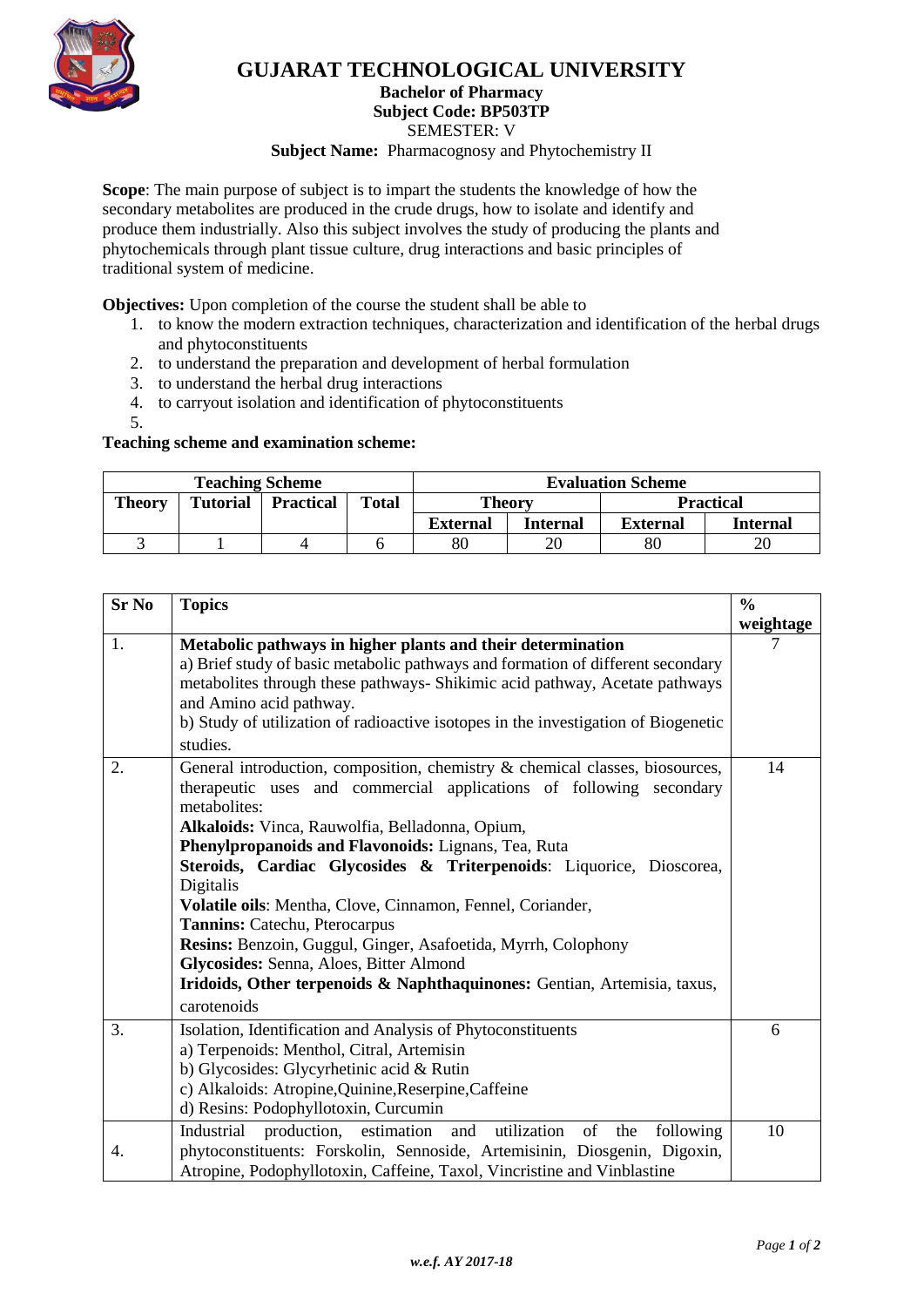# GUJARAT TECHNOLOGICAL UNIVERSITY

**Bachelor of Pharmacy**
**Subject Code: BP503TP**
SEMESTER: V
**Subject Name:** Pharmacognosy and Phytochemistry II

**Scope**: The main purpose of subject is to impart the students the knowledge of how the secondary metabolites are produced in the crude drugs, how to isolate and identify and produce them industrially. Also this subject involves the study of producing the plants and phytochemicals through plant tissue culture, drug interactions and basic principles of traditional system of medicine.

**Objectives:** Upon completion of the course the student shall be able to

1. to know the modern extraction techniques, characterization and identification of the herbal drugs and phytoconstituents
2. to understand the preparation and development of herbal formulation
3. to understand the herbal drug interactions
4. to carryout isolation and identification of phytoconstituents
5.

**Teaching scheme and examination scheme:**

| Teaching Scheme | | | | Evaluation Scheme | | | |
|---|---|---|---|---|---|---|---|
| Theory | Tutorial | Practical | Total | Theory | | Practical | |
| | | | | External | Internal | External | Internal |
| 3 | 1 | 4 | 6 | 80 | 20 | 80 | 20 |

| Sr No | Topics | % weightage |
|---|---|---|
| 1. | **Metabolic pathways in higher plants and their determination**<br>a) Brief study of basic metabolic pathways and formation of different secondary metabolites through these pathways- Shikimic acid pathway, Acetate pathways and Amino acid pathway.<br>b) Study of utilization of radioactive isotopes in the investigation of Biogenetic studies. | 7 |
| 2. | General introduction, composition, chemistry & chemical classes, biosources, therapeutic uses and commercial applications of following secondary metabolites:<br>**Alkaloids:** Vinca, Rauwolfia, Belladonna, Opium,<br>**Phenylpropanoids and Flavonoids:** Lignans, Tea, Ruta<br>**Steroids, Cardiac Glycosides & Triterpenoids**: Liquorice, Dioscorea, Digitalis<br>**Volatile oils**: Mentha, Clove, Cinnamon, Fennel, Coriander,<br>**Tannins:** Catechu, Pterocarpus<br>**Resins:** Benzoin, Guggul, Ginger, Asafoetida, Myrrh, Colophony<br>**Glycosides:** Senna, Aloes, Bitter Almond<br>**Iridoids, Other terpenoids & Naphthaquinones:** Gentian, Artemisia, taxus, carotenoids | 14 |
| 3. | Isolation, Identification and Analysis of Phytoconstituents<br>a) Terpenoids: Menthol, Citral, Artemisin<br>b) Glycosides: Glycyrhetinic acid & Rutin<br>c) Alkaloids: Atropine,Quinine,Reserpine,Caffeine<br>d) Resins: Podophyllotoxin, Curcumin | 6 |
| 4. | Industrial production, estimation and utilization of the following phytoconstituents: Forskolin, Sennoside, Artemisinin, Diosgenin, Digoxin, Atropine, Podophyllotoxin, Caffeine, Taxol, Vincristine and Vinblastine | 10 |

*w.e.f. AY 2017-18*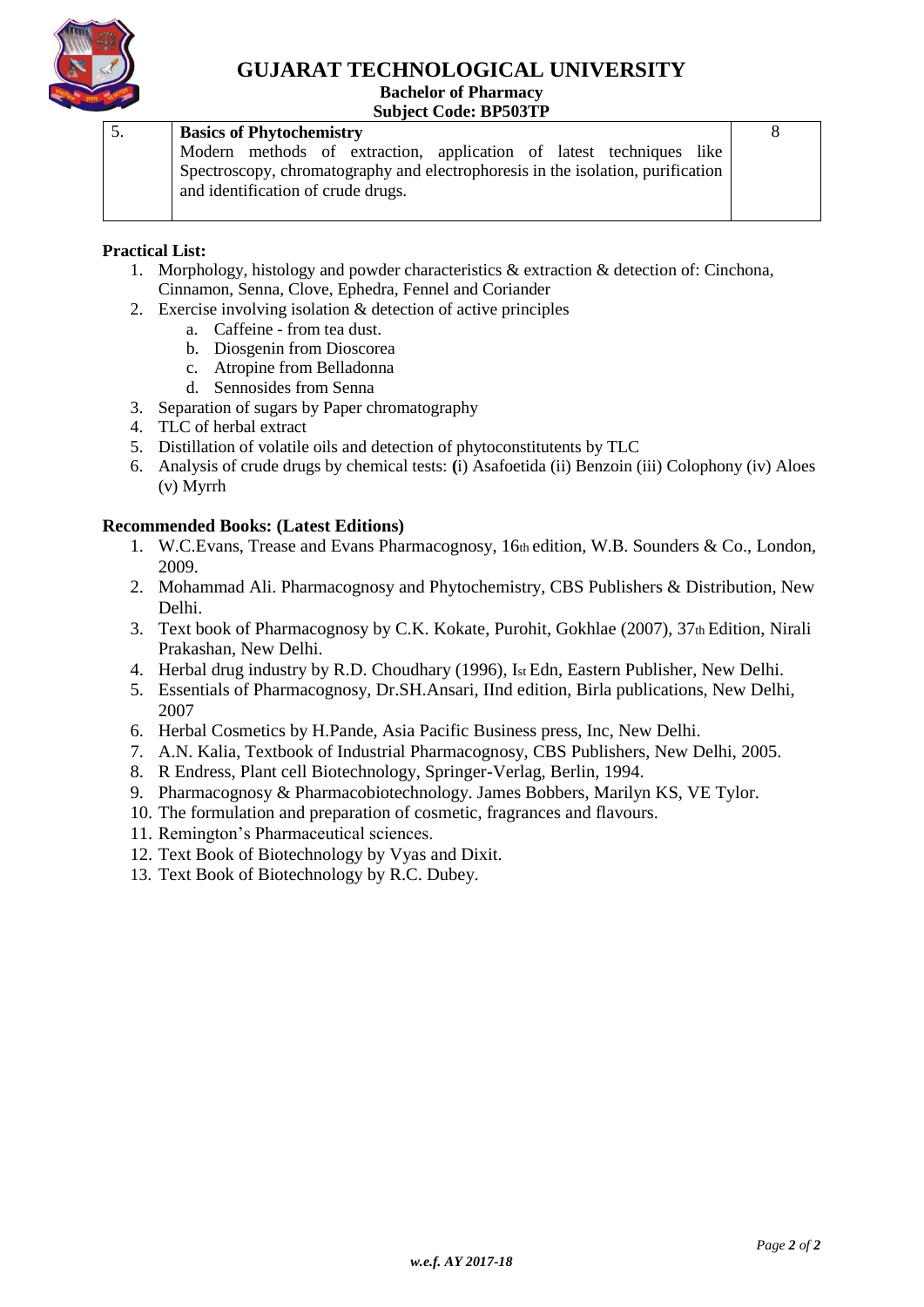| | | |
|---|---|---|
| 5. | **Basics of Phytochemistry**<br>Modern methods of extraction, application of latest techniques like Spectroscopy, chromatography and electrophoresis in the isolation, purification and identification of crude drugs. | 8 |

**Practical List:**

1. Morphology, histology and powder characteristics & extraction & detection of: Cinchona, Cinnamon, Senna, Clove, Ephedra, Fennel and Coriander
2. Exercise involving isolation & detection of active principles
   a. Caffeine - from tea dust.
   b. Diosgenin from Dioscorea
   c. Atropine from Belladonna
   d. Sennosides from Senna
3. Separation of sugars by Paper chromatography
4. TLC of herbal extract
5. Distillation of volatile oils and detection of phytoconstitutents by TLC
6. Analysis of crude drugs by chemical tests: (i) Asafoetida (ii) Benzoin (iii) Colophony (iv) Aloes (v) Myrrh

**Recommended Books: (Latest Editions)**

1. W.C.Evans, Trease and Evans Pharmacognosy, 16th edition, W.B. Sounders & Co., London, 2009.
2. Mohammad Ali. Pharmacognosy and Phytochemistry, CBS Publishers & Distribution, New Delhi.
3. Text book of Pharmacognosy by C.K. Kokate, Purohit, Gokhlae (2007), 37th Edition, Nirali Prakashan, New Delhi.
4. Herbal drug industry by R.D. Choudhary (1996), Ist Edn, Eastern Publisher, New Delhi.
5. Essentials of Pharmacognosy, Dr.SH.Ansari, IInd edition, Birla publications, New Delhi, 2007
6. Herbal Cosmetics by H.Pande, Asia Pacific Business press, Inc, New Delhi.
7. A.N. Kalia, Textbook of Industrial Pharmacognosy, CBS Publishers, New Delhi, 2005.
8. R Endress, Plant cell Biotechnology, Springer-Verlag, Berlin, 1994.
9. Pharmacognosy & Pharmacobiotechnology. James Bobbers, Marilyn KS, VE Tylor.
10. The formulation and preparation of cosmetic, fragrances and flavours.
11. Remington's Pharmaceutical sciences.
12. Text Book of Biotechnology by Vyas and Dixit.
13. Text Book of Biotechnology by R.C. Dubey.

*w.e.f. AY 2017-18*